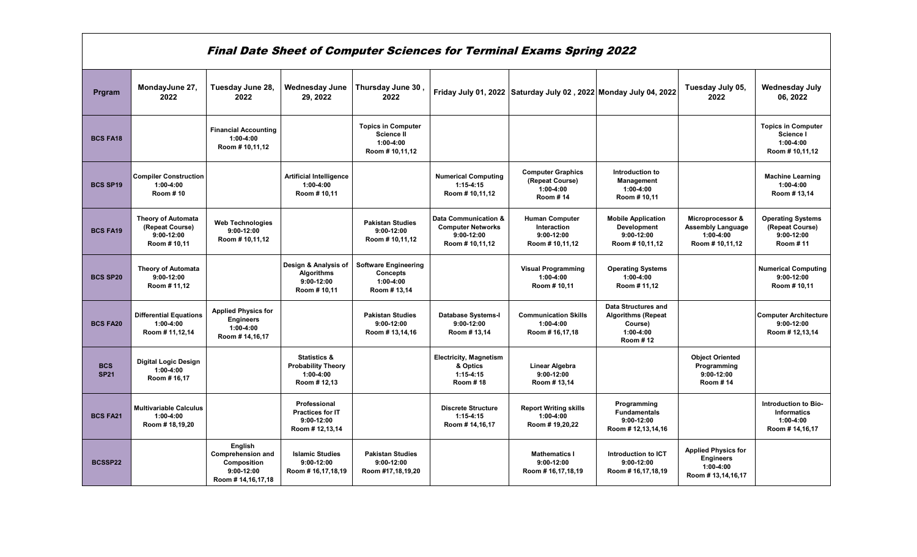# Final Date Sheet of Computer Sciences for Terminal Exams Spring 2022

| Prgram | MondayJune 27, 2022 | Tuesday June 28, 2022 | Wednesday June 29, 2022 | Thursday June 30 , 2022 | Friday July 01, 2022 | Saturday July 02 , 2022 | Monday July 04, 2022 | Tuesday July 05, 2022 | Wednesday July 06, 2022 |
|---|---|---|---|---|---|---|---|---|---|
| BCS FA18 | | Financial Accounting 1:00-4:00 Room # 10,11,12 | | Topics in Computer Science II 1:00-4:00 Room # 10,11,12 | | | | | Topics in Computer Science I 1:00-4:00 Room # 10,11,12 |
| BCS SP19 | Compiler Construction 1:00-4:00 Room # 10 | | Artificial Intelligence 1:00-4:00 Room # 10,11 | | Numerical Computing 1:15-4:15 Room # 10,11,12 | Computer Graphics (Repeat Course) 1:00-4:00 Room # 14 | Introduction to Management 1:00-4:00 Room # 10,11 | | Machine Learning 1:00-4:00 Room # 13,14 |
| BCS FA19 | Theory of Automata (Repeat Course) 9:00-12:00 Room # 10,11 | Web Technologies 9:00-12:00 Room # 10,11,12 | | Pakistan Studies 9:00-12:00 Room # 10,11,12 | Data Communication & Computer Networks 9:00-12:00 Room # 10,11,12 | Human Computer Interaction 9:00-12:00 Room # 10,11,12 | Mobile Application Development 9:00-12:00 Room # 10,11,12 | Microprocessor & Assembly Language 1:00-4:00 Room # 10,11,12 | Operating Systems (Repeat Course) 9:00-12:00 Room # 11 |
| BCS SP20 | Theory of Automata 9:00-12:00 Room # 11,12 | | Design & Analysis of Algorithms 9:00-12:00 Room # 10,11 | Software Engineering Concepts 1:00-4:00 Room # 13,14 | | Visual Programming 1:00-4:00 Room # 10,11 | Operating Systems 1:00-4:00 Room # 11,12 | | Numerical Computing 9:00-12:00 Room # 10,11 |
| BCS FA20 | Differential Equations 1:00-4:00 Room # 11,12,14 | Applied Physics for Engineers 1:00-4:00 Room # 14,16,17 | | Pakistan Studies 9:00-12:00 Room # 13,14,16 | Database Systems-I 9:00-12:00 Room # 13,14 | Communication Skills 1:00-4:00 Room # 16,17,18 | Data Structures and Algorithms (Repeat Course) 1:00-4:00 Room # 12 | | Computer Architecture 9:00-12:00 Room # 12,13,14 |
| BCS SP21 | Digital Logic Design 1:00-4:00 Room # 16,17 | | Statistics & Probability Theory 1:00-4:00 Room # 12,13 | | Electricity, Magnetism & Optics 1:15-4:15 Room # 18 | Linear Algebra 9:00-12:00 Room # 13,14 | | Object Oriented Programming 9:00-12:00 Room # 14 | |
| BCS FA21 | Multivariable Calculus 1:00-4:00 Room # 18,19,20 | | Professional Practices for IT 9:00-12:00 Room # 12,13,14 | | Discrete Structure 1:15-4:15 Room # 14,16,17 | Report Writing skills 1:00-4:00 Room # 19,20,22 | Programming Fundamentals 9:00-12:00 Room # 12,13,14,16 | | Introduction to Bio-Informatics 1:00-4:00 Room # 14,16,17 |
| BCSSP22 | | English Comprehension and Composition 9:00-12:00 Room # 14,16,17,18 | Islamic Studies 9:00-12:00 Room # 16,17,18,19 | Pakistan Studies 9:00-12:00 Room #17,18,19,20 | | Mathematics I 9:00-12:00 Room # 16,17,18,19 | Introduction to ICT 9:00-12:00 Room # 16,17,18,19 | Applied Physics for Engineers 1:00-4:00 Room # 13,14,16,17 | |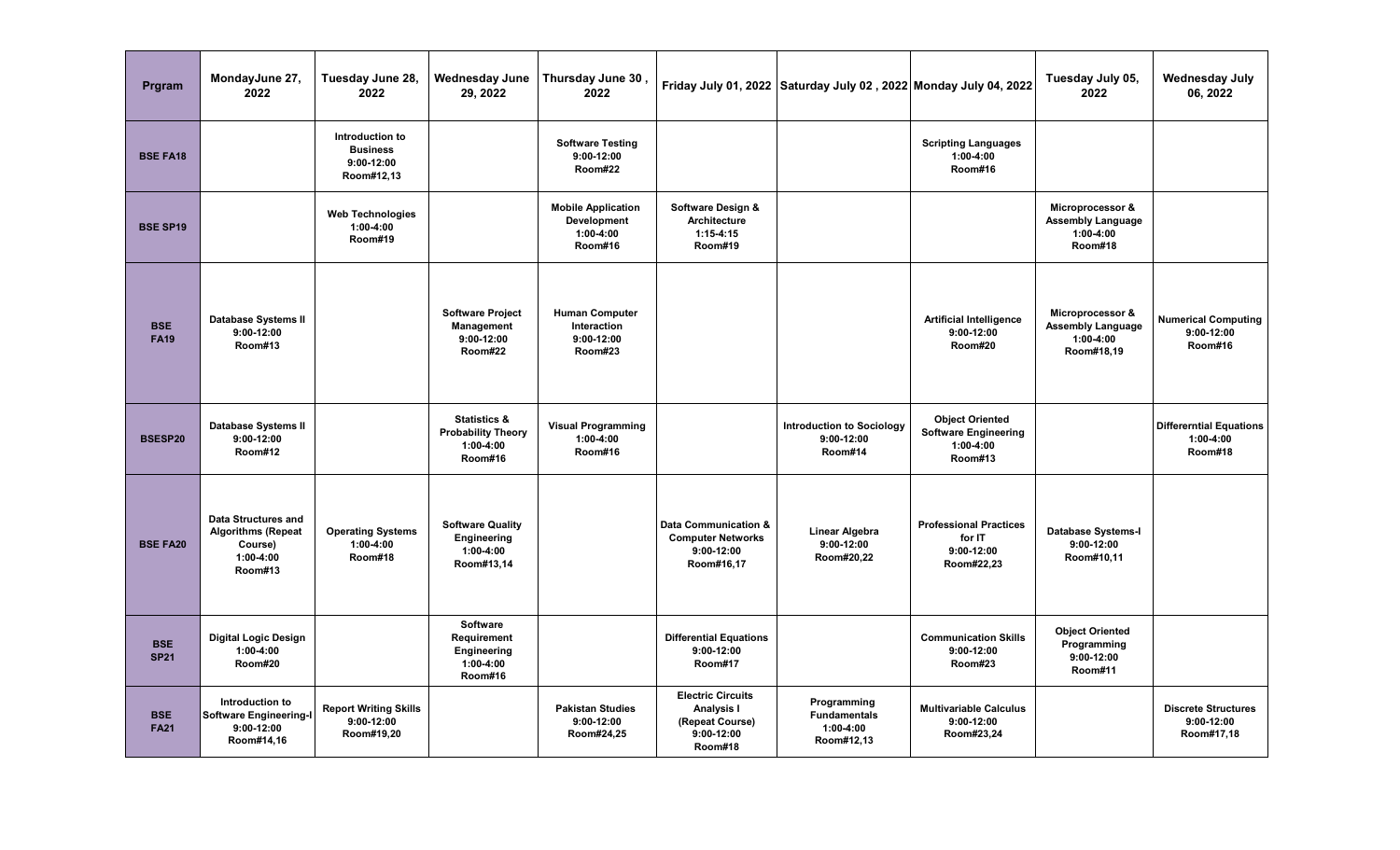| Prgram | MondayJune 27, 2022 | Tuesday June 28, 2022 | Wednesday June 29, 2022 | Thursday June 30 , 2022 | Friday July 01, 2022 | Saturday July 02 , 2022 | Monday July 04, 2022 | Tuesday July 05, 2022 | Wednesday July 06, 2022 |
|---|---|---|---|---|---|---|---|---|---|
| **BSE FA18** | | Introduction to Business 9:00-12:00 Room#12,13 | | Software Testing 9:00-12:00 Room#22 | | | Scripting Languages 1:00-4:00 Room#16 | | |
| **BSE SP19** | | Web Technologies 1:00-4:00 Room#19 | | Mobile Application Development 1:00-4:00 Room#16 | Software Design & Architecture 1:15-4:15 Room#19 | | | Microprocessor & Assembly Language 1:00-4:00 Room#18 | |
| **BSE FA19** | Database Systems II 9:00-12:00 Room#13 | | Software Project Management 9:00-12:00 Room#22 | Human Computer Interaction 9:00-12:00 Room#23 | | | Artificial Intelligence 9:00-12:00 Room#20 | Microprocessor & Assembly Language 1:00-4:00 Room#18,19 | Numerical Computing 9:00-12:00 Room#16 |
| **BSESP20** | Database Systems II 9:00-12:00 Room#12 | | Statistics & Probability Theory 1:00-4:00 Room#16 | Visual Programming 1:00-4:00 Room#16 | | Introduction to Sociology 9:00-12:00 Room#14 | Object Oriented Software Engineering 1:00-4:00 Room#13 | | Differerntial Equations 1:00-4:00 Room#18 |
| **BSE FA20** | Data Structures and Algorithms (Repeat Course) 1:00-4:00 Room#13 | Operating Systems 1:00-4:00 Room#18 | Software Quality Engineering 1:00-4:00 Room#13,14 | | Data Communication & Computer Networks 9:00-12:00 Room#16,17 | Linear Algebra 9:00-12:00 Room#20,22 | Professional Practices for IT 9:00-12:00 Room#22,23 | Database Systems-I 9:00-12:00 Room#10,11 | |
| **BSE SP21** | Digital Logic Design 1:00-4:00 Room#20 | | Software Requirement Engineering 1:00-4:00 Room#16 | | Differential Equations 9:00-12:00 Room#17 | | Communication Skills 9:00-12:00 Room#23 | Object Oriented Programming 9:00-12:00 Room#11 | |
| **BSE FA21** | Introduction to Software Engineering-I 9:00-12:00 Room#14,16 | Report Writing Skills 9:00-12:00 Room#19,20 | | Pakistan Studies 9:00-12:00 Room#24,25 | Electric Circuits Analysis I (Repeat Course) 9:00-12:00 Room#18 | Programming Fundamentals 1:00-4:00 Room#12,13 | Multivariable Calculus 9:00-12:00 Room#23,24 | | Discrete Structures 9:00-12:00 Room#17,18 |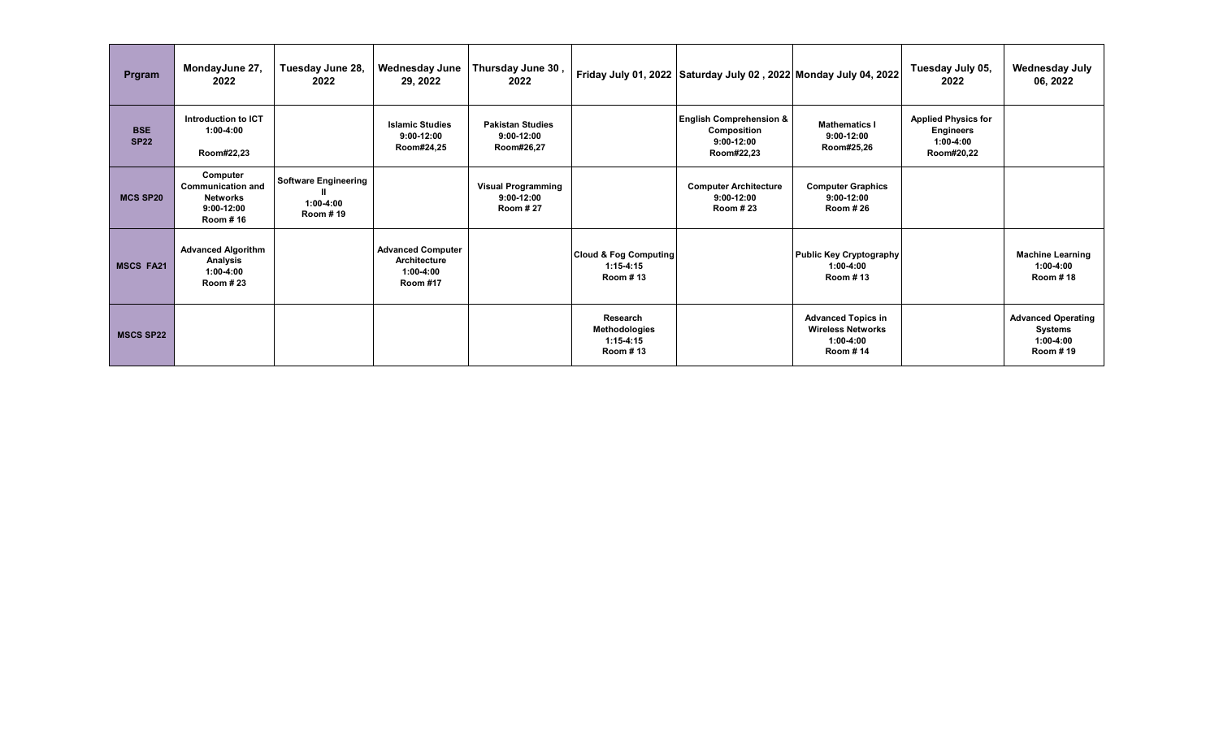| Prgram | MondayJune 27, 2022 | Tuesday June 28, 2022 | Wednesday June 29, 2022 | Thursday June 30 , 2022 | Friday July 01, 2022 | Saturday July 02 , 2022 | Monday July 04, 2022 | Tuesday July 05, 2022 | Wednesday July 06, 2022 |
|---|---|---|---|---|---|---|---|---|---|
| **BSE SP22** | **Introduction to ICT 1:00-4:00 Room#22,23** | | **Islamic Studies 9:00-12:00 Room#24,25** | **Pakistan Studies 9:00-12:00 Room#26,27** | | **English Comprehension & Composition 9:00-12:00 Room#22,23** | **Mathematics I 9:00-12:00 Room#25,26** | **Applied Physics for Engineers 1:00-4:00 Room#20,22** | |
| **MCS SP20** | **Computer Communication and Networks 9:00-12:00 Room # 16** | **Software Engineering II 1:00-4:00 Room # 19** | | **Visual Programming 9:00-12:00 Room # 27** | | **Computer Architecture 9:00-12:00 Room # 23** | **Computer Graphics 9:00-12:00 Room # 26** | | |
| **MSCS FA21** | **Advanced Algorithm Analysis 1:00-4:00 Room # 23** | | **Advanced Computer Architecture 1:00-4:00 Room #17** | | **Cloud & Fog Computing 1:15-4:15 Room # 13** | | **Public Key Cryptography 1:00-4:00 Room # 13** | | **Machine Learning 1:00-4:00 Room # 18** |
| **MSCS SP22** | | | | | **Research Methodologies 1:15-4:15 Room # 13** | | **Advanced Topics in Wireless Networks 1:00-4:00 Room # 14** | | **Advanced Operating Systems 1:00-4:00 Room # 19** |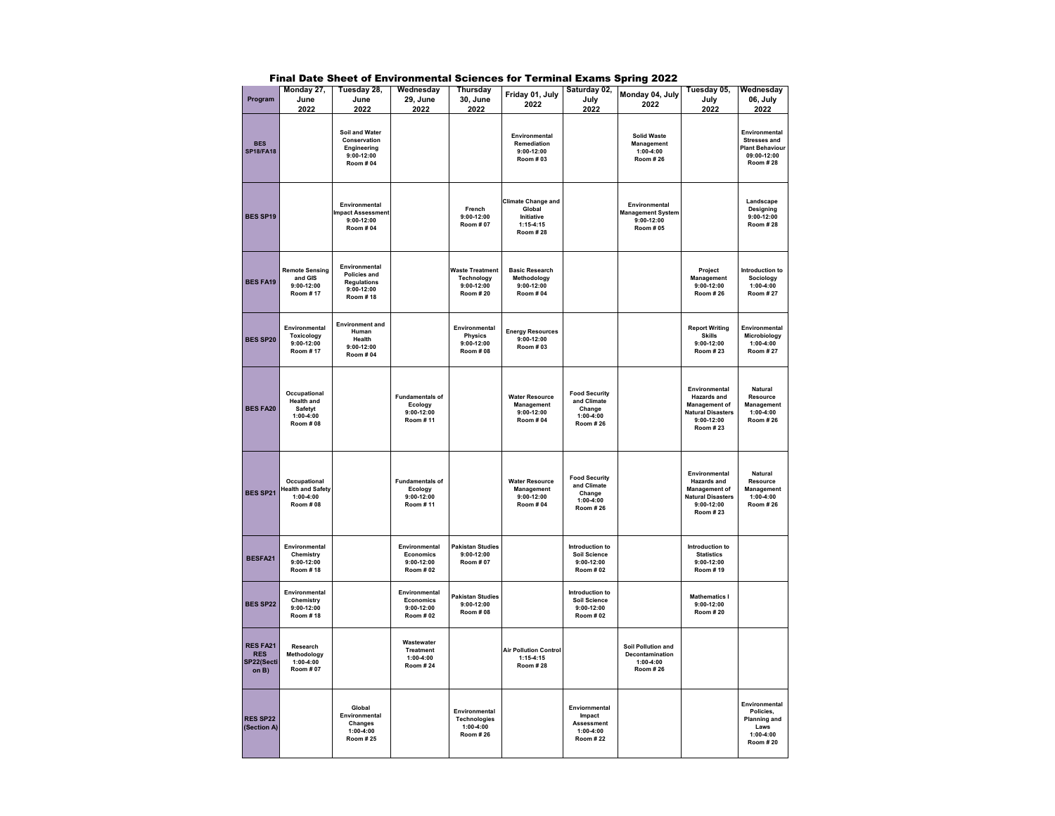# Final Date Sheet of Environmental Sciences for Terminal Exams Spring 2022

| Program | Monday 27, June 2022 | Tuesday 28, June 2022 | Wednesday 29, June 2022 | Thursday 30, June 2022 | Friday 01, July 2022 | Saturday 02, July 2022 | Monday 04, July 2022 | Tuesday 05, July 2022 | Wednesday 06, July 2022 |
|---|---|---|---|---|---|---|---|---|---|
| BES SP18/FA18 | | Soil and Water Conservation Engineering 9:00-12:00 Room # 04 | | | Environmental Remediation 9:00-12:00 Room # 03 | | Solid Waste Management 1:00-4:00 Room # 26 | | Environmental Stresses and Plant Behaviour 09:00-12:00 Room # 28 |
| BES SP19 | | Environmental Impact Assessment 9:00-12:00 Room # 04 | | French 9:00-12:00 Room # 07 | Climate Change and Global Initiative 1:15-4:15 Room # 28 | | Environmental Management System 9:00-12:00 Room # 05 | | Landscape Designing 9:00-12:00 Room # 28 |
| BES FA19 | Remote Sensing and GIS 9:00-12:00 Room # 17 | Environmental Policies and Regulations 9:00-12:00 Room # 18 | | Waste Treatment Technology 9:00-12:00 Room # 20 | Basic Research Methodology 9:00-12:00 Room # 04 | | | Project Management 9:00-12:00 Room # 26 | Introduction to Sociology 1:00-4:00 Room # 27 |
| BES SP20 | Environmental Toxicology 9:00-12:00 Room # 17 | Environment and Human Health 9:00-12:00 Room # 04 | | Environmental Physics 9:00-12:00 Room # 08 | Energy Resources 9:00-12:00 Room # 03 | | | Report Writing Skills 9:00-12:00 Room # 23 | Environmental Microbiology 1:00-4:00 Room # 27 |
| BES FA20 | Occupational Health and Safetyt 1:00-4:00 Room # 08 | | Fundamentals of Ecology 9:00-12:00 Room # 11 | | Water Resource Management 9:00-12:00 Room # 04 | Food Security and Climate Change 1:00-4:00 Room # 26 | | Environmental Hazards and Management of Natural Disasters 9:00-12:00 Room # 23 | Natural Resource Management 1:00-4:00 Room # 26 |
| BES SP21 | Occupational Health and Safety 1:00-4:00 Room # 08 | | Fundamentals of Ecology 9:00-12:00 Room # 11 | | Water Resource Management 9:00-12:00 Room # 04 | Food Security and Climate Change 1:00-4:00 Room # 26 | | Environmental Hazards and Management of Natural Disasters 9:00-12:00 Room # 23 | Natural Resource Management 1:00-4:00 Room # 26 |
| BESFA21 | Environmental Chemistry 9:00-12:00 Room # 18 | | Environmental Economics 9:00-12:00 Room # 02 | Pakistan Studies 9:00-12:00 Room # 07 | | Introduction to Soil Science 9:00-12:00 Room # 02 | | Introduction to Statistics 9:00-12:00 Room # 19 | |
| BES SP22 | Environmental Chemistry 9:00-12:00 Room # 18 | | Environmental Economics 9:00-12:00 Room # 02 | Pakistan Studies 9:00-12:00 Room # 08 | | Introduction to Soil Science 9:00-12:00 Room # 02 | | Mathematics I 9:00-12:00 Room # 20 | |
| RES FA21 RES SP22(Section B) | Research Methodology 1:00-4:00 Room # 07 | | Wastewater Treatment 1:00-4:00 Room # 24 | | Air Pollution Control 1:15-4:15 Room # 28 | | Soil Pollution and Decontamination 1:00-4:00 Room # 26 | | |
| RES SP22 (Section A) | | Global Environmental Changes 1:00-4:00 Room # 25 | | Environmental Technologies 1:00-4:00 Room # 26 | | Enviornmental Impact Assessment 1:00-4:00 Room # 22 | | | Environmental Policies, Planning and Laws 1:00-4:00 Room # 20 |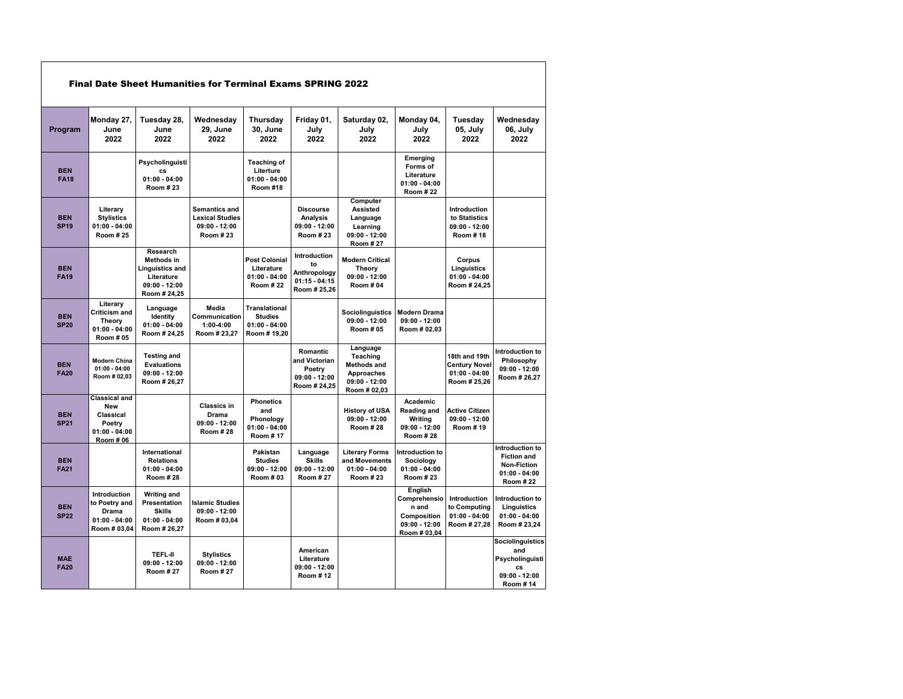# Final Date Sheet Humanities for Terminal Exams SPRING 2022

| Program | Monday 27, June 2022 | Tuesday 28, June 2022 | Wednesday 29, June 2022 | Thursday 30, June 2022 | Friday 01, July 2022 | Saturday 02, July 2022 | Monday 04, July 2022 | Tuesday 05, July 2022 | Wednesday 06, July 2022 |
|---|---|---|---|---|---|---|---|---|---|
| **BEN FA18** | | Psycholinguistics 01:00 - 04:00 Room # 23 | | Teaching of Literture 01:00 - 04:00 Room #18 | | | Emerging Forms of Literature 01:00 - 04:00 Room # 22 | | |
| **BEN SP19** | Literary Stylistics 01:00 - 04:00 Room # 25 | | Semantics and Lexical Studies 09:00 - 12:00 Room # 23 | | Discourse Analysis 09:00 - 12:00 Room # 23 | Computer Assisted Language Learning 09:00 - 12:00 Room # 27 | | Introduction to Statistics 09:00 - 12:00 Room # 18 | |
| **BEN FA19** | | Research Methods in Linguistics and Literature 09:00 - 12:00 Room # 24,25 | | Post Colonial Literature 01:00 - 04:00 Room # 22 | Introduction to Anthropology 01:15 - 04:15 Room # 25,26 | Modern Critical Theory 09:00 - 12:00 Room # 04 | | Corpus Linguistics 01:00 - 04:00 Room # 24,25 | |
| **BEN SP20** | Literary Criticism and Theory 01:00 - 04:00 Room # 05 | Language Identity 01:00 - 04:00 Room # 24,25 | Media Communication 1:00-4:00 Room # 23,27 | Translational Studies 01:00 - 04:00 Room # 19,20 | | Sociolinguistics 09:00 - 12:00 Room # 05 | Modern Drama 09:00 - 12:00 Room # 02,03 | | |
| **BEN FA20** | Modern China 01:00 - 04:00 Room # 02,03 | Testing and Evaluations 09:00 - 12:00 Room # 26,27 | | | Romantic and Victorian Poetry 09:00 - 12:00 Room # 24,25 | Language Teaching Methods and Approaches 09:00 - 12:00 Room # 02,03 | | 18th and 19th Century Novel 01:00 - 04:00 Room # 25,26 | Introduction to Philosophy 09:00 - 12:00 Room # 26,27 |
| **BEN SP21** | Classical and New Classical Poetry 01:00 - 04:00 Room # 06 | | Classics in Drama 09:00 - 12:00 Room # 28 | Phonetics and Phonology 01:00 - 04:00 Room # 17 | | History of USA 09:00 - 12:00 Room # 28 | Academic Reading and Writing 09:00 - 12:00 Room # 28 | Active Citizen 09:00 - 12:00 Room # 19 | |
| **BEN FA21** | | International Relations 01:00 - 04:00 Room # 28 | | Pakistan Studies 09:00 - 12:00 Room # 03 | Language Skills 09:00 - 12:00 Room # 27 | Literary Forms and Movements 01:00 - 04:00 Room # 23 | Introduction to Sociology 01:00 - 04:00 Room # 23 | | Introduction to Fiction and Non-Fiction 01:00 - 04:00 Room # 22 |
| **BEN SP22** | Introduction to Poetry and Drama 01:00 - 04:00 Room # 03,04 | Writing and Presentation Skills 01:00 - 04:00 Room # 26,27 | Islamic Studies 09:00 - 12:00 Room # 03,04 | | | | English Comprehension and Composition 09:00 - 12:00 Room # 03,04 | Introduction to Computing 01:00 - 04:00 Room # 27,28 | Introduction to Linguistics 01:00 - 04:00 Room # 23,24 |
| **MAE FA20** | | TEFL-II 09:00 - 12:00 Room # 27 | Stylistics 09:00 - 12:00 Room # 27 | | American Literature 09:00 - 12:00 Room # 12 | | | | Sociolinguistics and Psycholinguistics 09:00 - 12:00 Room # 14 |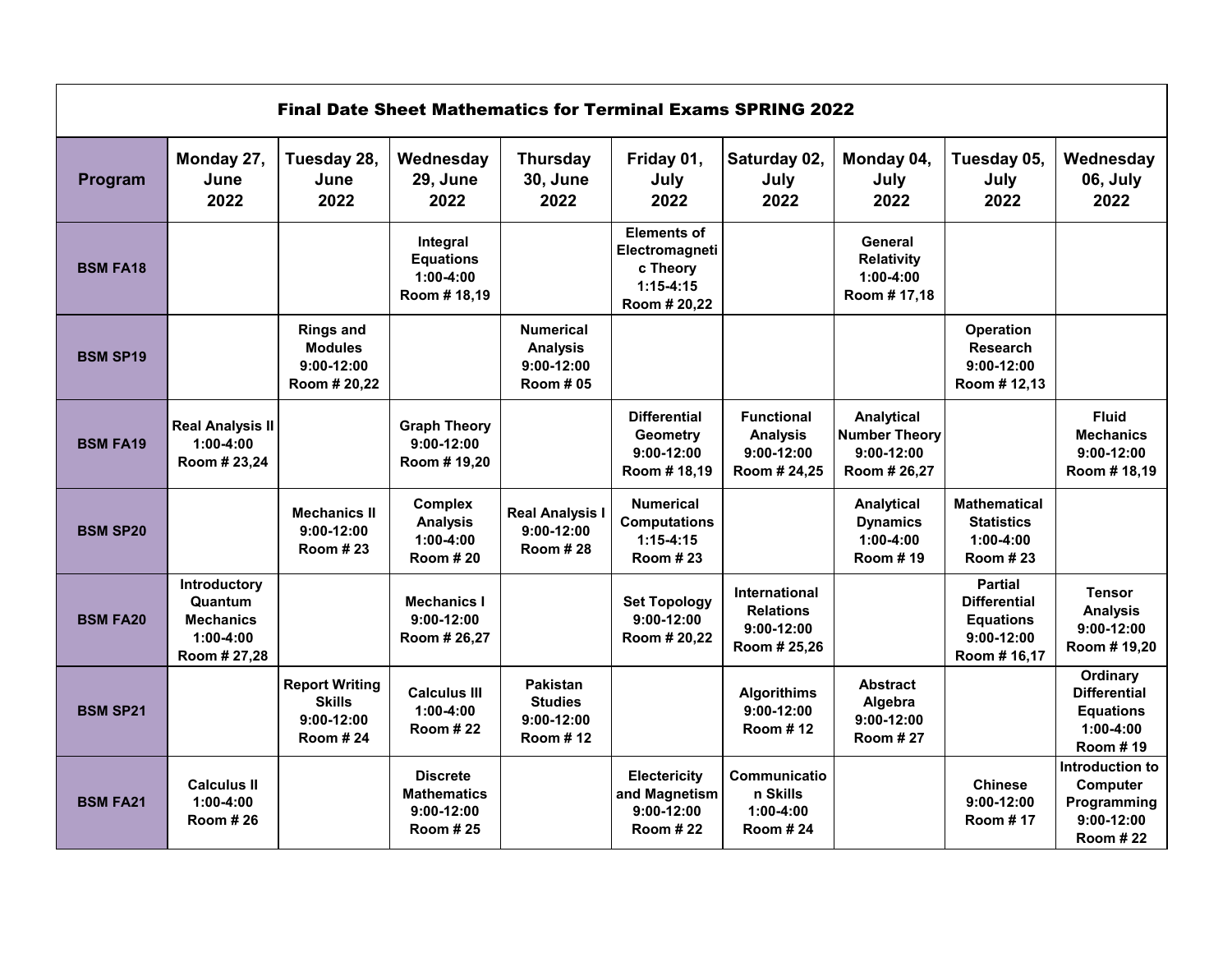# Final Date Sheet Mathematics for Terminal Exams SPRING 2022

| Program | Monday 27, June 2022 | Tuesday 28, June 2022 | Wednesday 29, June 2022 | Thursday 30, June 2022 | Friday 01, July 2022 | Saturday 02, July 2022 | Monday 04, July 2022 | Tuesday 05, July 2022 | Wednesday 06, July 2022 |
|---|---|---|---|---|---|---|---|---|---|
| **BSM FA18** | | | **Integral Equations 1:00-4:00 Room # 18,19** | | **Elements of Electromagnetic Theory 1:15-4:15 Room # 20,22** | | **General Relativity 1:00-4:00 Room # 17,18** | | |
| **BSM SP19** | | **Rings and Modules 9:00-12:00 Room # 20,22** | | **Numerical Analysis 9:00-12:00 Room # 05** | | | | **Operation Research 9:00-12:00 Room # 12,13** | |
| **BSM FA19** | **Real Analysis II 1:00-4:00 Room # 23,24** | | **Graph Theory 9:00-12:00 Room # 19,20** | | **Differential Geometry 9:00-12:00 Room # 18,19** | **Functional Analysis 9:00-12:00 Room # 24,25** | **Analytical Number Theory 9:00-12:00 Room # 26,27** | | **Fluid Mechanics 9:00-12:00 Room # 18,19** |
| **BSM SP20** | | **Mechanics II 9:00-12:00 Room # 23** | **Complex Analysis 1:00-4:00 Room # 20** | **Real Analysis I 9:00-12:00 Room # 28** | **Numerical Computations 1:15-4:15 Room # 23** | | **Analytical Dynamics 1:00-4:00 Room # 19** | **Mathematical Statistics 1:00-4:00 Room # 23** | |
| **BSM FA20** | **Introductory Quantum Mechanics 1:00-4:00 Room # 27,28** | | **Mechanics I 9:00-12:00 Room # 26,27** | | **Set Topology 9:00-12:00 Room # 20,22** | **International Relations 9:00-12:00 Room # 25,26** | | **Partial Differential Equations 9:00-12:00 Room # 16,17** | **Tensor Analysis 9:00-12:00 Room # 19,20** |
| **BSM SP21** | | **Report Writing Skills 9:00-12:00 Room # 24** | **Calculus III 1:00-4:00 Room # 22** | **Pakistan Studies 9:00-12:00 Room # 12** | | **Algorithims 9:00-12:00 Room # 12** | **Abstract Algebra 9:00-12:00 Room # 27** | | **Ordinary Differential Equations 1:00-4:00 Room # 19** |
| **BSM FA21** | **Calculus II 1:00-4:00 Room # 26** | | **Discrete Mathematics 9:00-12:00 Room # 25** | | **Electericity and Magnetism 9:00-12:00 Room # 22** | **Communication Skills 1:00-4:00 Room # 24** | | **Chinese 9:00-12:00 Room # 17** | **Introduction to Computer Programming 9:00-12:00 Room # 22** |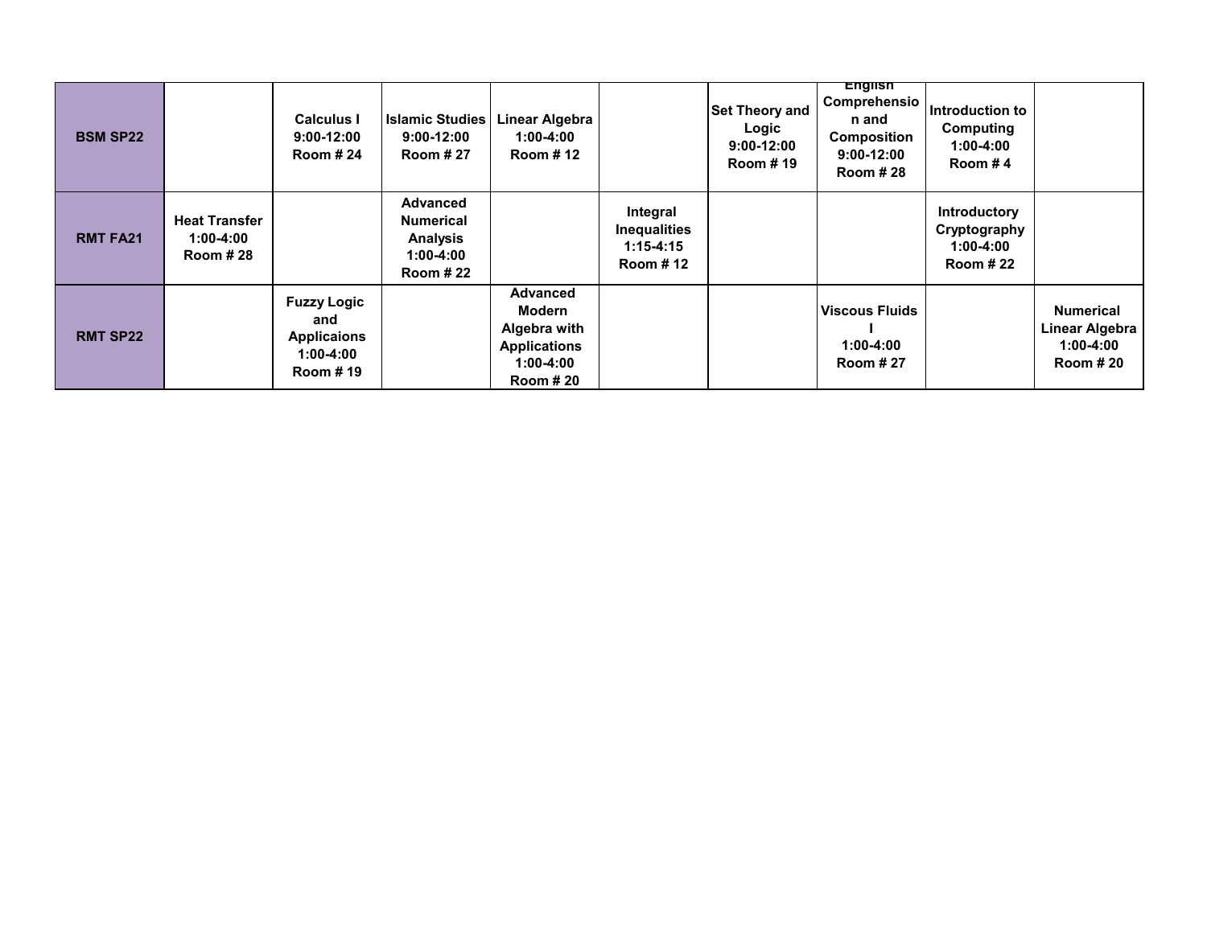| | | | | | | | | | |
|---|---|---|---|---|---|---|---|---|---|
| **BSM SP22** | | **Calculus I 9:00-12:00 Room # 24** | **Islamic Studies 9:00-12:00 Room # 27** | **Linear Algebra 1:00-4:00 Room # 12** | | **Set Theory and Logic 9:00-12:00 Room # 19** | **English Comprehension and Composition 9:00-12:00 Room # 28** | **Introduction to Computing 1:00-4:00 Room # 4** | |
| **RMT FA21** | **Heat Transfer 1:00-4:00 Room # 28** | | **Advanced Numerical Analysis 1:00-4:00 Room # 22** | | **Integral Inequalities 1:15-4:15 Room # 12** | | | **Introductory Cryptography 1:00-4:00 Room # 22** | |
| **RMT SP22** | | **Fuzzy Logic and Applicaions 1:00-4:00 Room # 19** | | **Advanced Modern Algebra with Applications 1:00-4:00 Room # 20** | | | **Viscous Fluids I 1:00-4:00 Room # 27** | | **Numerical Linear Algebra 1:00-4:00 Room # 20** |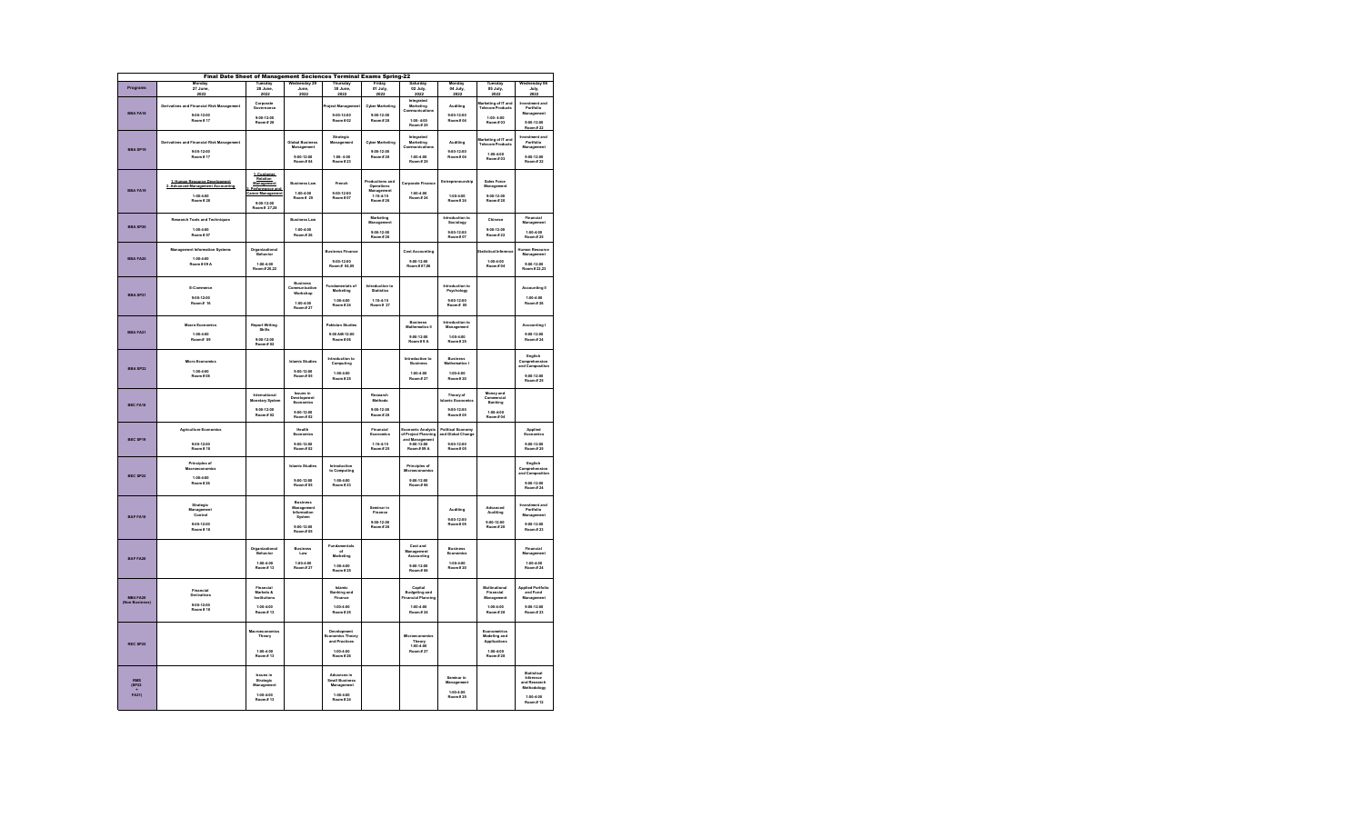# Final Date Sheet of Management Sciences Terminal Exams Spring-22

| Programs | Monday 27 June, 2022 | Tuesday 28 June, 2022 | Wednesday 29 June, 2022 | Thursday 30 June, 2022 | Friday 01 July, 2022 | Saturday 02 July, 2022 | Monday 04 July, 2022 | Tuesday 05 July, 2022 | Wednesday 06 July, 2022 |
|---|---|---|---|---|---|---|---|---|---|
| BBA FA18 | Derivatives and Financial Risk Management 9:00-12:00 Room # 17 | Corporate Governance 9:00-12:00 Room # 28 | | Project Management 9:00-12:00 Room # 02 | Cyber Marketing 9:00-12:00 Room # 28 | Integrated Marketing Communications 1:00- 4:00 Room # 26 | Auditing 9:00-12:00 Room # 04 | Marketing of IT and Telecom Products 1:00- 4:00 Room # 03 | Investment and Portfolio Management 9:00-12:00 Room # 22 |
| BBA SP19 | Derivatives and Financial Risk Management 9:00-12:00 Room # 17 | | Global Business Management 9:00-12:00 Room # 04 | Strategic Management 1:00- 4:00 Room # 23 | Cyber Marketing 9:00-12:00 Room # 28 | Integrated Marketing Communications 1:00-4:00 Room # 26 | Auditing 9:00-12:00 Room # 04 | Marketing of IT and Telecom Products 1:00-4:00 Room # 03 | Investment and Portfolio Management 9:00-12:00 Room # 22 |
| BBA FA19 | 1. Human Resource Development 2. Advanced Management Accounting 1:00-4:00 Room # 28 | 1. Customer Relation Management 2. Performance and Career Management 9:00-12:00 Room # 27,28 | Business Law 1:00-4:00 Room # 28 | French 9:00-12:00 Room # 07 | Productions and Operations Management 1:15-4:15 Room # 26 | Corporate Finance 1:00-4:00 Room # 24 | Entrepreneurship 1:00-4:00 Room # 24 | Sales Force Management 9:00-12:00 Room # 28 | |
| BBA SP20 | Research Tools and Techniques 1:00-4:00 Room # 07 | | Business Law 1:00-4:00 Room # 26 | | Marketing Management 9:00-12:00 Room # 26 | | Introduction to Sociology 9:00-12:00 Room # 07 | Chinese 9:00-12:00 Room # 22 | Financial Management 1:00-4:00 Room # 24 |
| BBA FA20 | Management Information Systems 1:00-4:00 Room # 09 A | Organizational Behavior 1:00-4:00 Room # 20,22 | | Business Finance 9:00-12:00 Room # 04,05 | | Cost Accounting 9:00-12:00 Room # 07,08 | | Statistical Inference 1:00-4:00 Room # 04 | Human Resource Management 9:00-12:00 Room # 22,23 |
| BBA SP21 | E-Commerce 9:00-12:00 Room # 16 | | Business Communication Workshop 1:00-4:00 Room # 27 | Fundamentals of Marketing 1:00-4:00 Room # 24 | Introduction to Statistics 1:15-4:15 Room # 27 | | Introduction to Psychology 9:00-12:00 Room # 06 | | Accounting II 1:00-4:00 Room # 26 |
| BBA FA21 | Macro Economics 1:00-4:00 Room # 09 | Report Writing Skills 9:00-12:00 Room # 02 | | Pakistan Studies 9:00 AM-12:00 Room # 06 | | Business Mathematics II 9:00-12:00 Room # 09 A | Introduction to Management 1:00-4:00 Room # 25 | | Accounting I 9:00-12:00 Room # 24 |
| BBA SP22 | Micro Economics 1:00-4:00 Room # 06 | | Islamic Studies 9:00-12:00 Room # 05 | Introduction to Computing 1:00-4:00 Room # 25 | | Introduction to Business 1:00-4:00 Room # 27 | Business Mathematics I 1:00-4:00 Room # 20 | | English Comprehension and Composition 9:00-12:00 Room # 25 |
| BSC FA19 | | International Monetary System 9:00-12:00 Room # 03 | Issues in Development Economics 9:00-12:00 Room # 02 | | Research Methods 9:00-12:00 Room # 26 | | Theory of Islamic Economics 9:00-12:00 Room # 05 | Money and Commercial Banking 1:00-4:00 Room # 04 | |
| BSC SP19 | Agriculture Economics 9:00-12:00 Room # 18 | | Health Economics 9:00-12:00 Room # 02 | | Financial Economics 1:15-4:15 Room # 25 | Economic Analysis of Project Planning and Management 9:00-12:00 Room # 09 A | Political Economy and Global Change 9:00-12:00 Room # 05 | | Applied Econometrics 9:00-12:00 Room # 29 |
| BSC SP22 | Principles of Macroeconomics 1:00-4:00 Room # 26 | | Islamic Studies 9:00-12:00 Room # 05 | Introduction to Computing 1:00-4:00 Room # 25 | | Principles of Microeconomics 9:00-12:00 Room # 06 | | | English Comprehension and Composition 9:00-12:00 Room # 24 |
| BAF FA18 | Strategic Management Control 9:00-12:00 Room # 18 | | Business Management Information System 9:00-12:00 Room # 04 | | Seminar in Finance 9:00-12:00 Room # 29 | | Auditing 9:00-12:00 Room # 05 | Advanced Auditing 9:00-12:00 Room # 29 | Investment and Portfolio Management 9:00-12:00 Room # 23 |
| BAF FA20 | | Organizational Behavior 1:00-4:00 Room # 13 | Business Law 1:00-4:00 Room # 27 | Fundamentals of Marketing 1:00-4:00 Room # 24 | | Cost and Management Accounting 9:00-12:00 Room # 06 | Business Economics 1:00-4:00 Room # 20 | | Financial Management 1:00-4:00 Room # 24 |
| MBA FA20 (Non Business) | Financial Derivatives 9:00-12:00 Room # 18 | Financial Markets & Institutions 1:00-4:00 Room # 13 | | Islamic Banking and Finance 1:00-4:00 Room # 25 | | Capital Budgeting and Financial Planning 1:00-4:00 Room # 24 | | Multinational Financial Management 1:00-4:00 Room # 28 | Applied Portfolio and Fund Management 9:00-12:00 Room # 23 |
| MSC SP22 | | Macroeconomics Theory 1:00-4:00 Room # 13 | | Development Economics Theory and Practices 1:00-4:00 Room # 26 | | Microeconomics Theory 1:00-4:00 Room # 27 | | Econometrics Modeling and Applications 1:00-4:00 Room # 28 | |
| PMS (SP22 + FA21) | | Issues in Strategic Management 1:00-4:00 Room # 13 | | Advances in Small Business Management 1:00-4:00 Room # 24 | | | Seminar in Management 1:00-4:00 Room # 25 | | Statistical Inference and Research Methodology 1:00-4:00 Room # 12 |